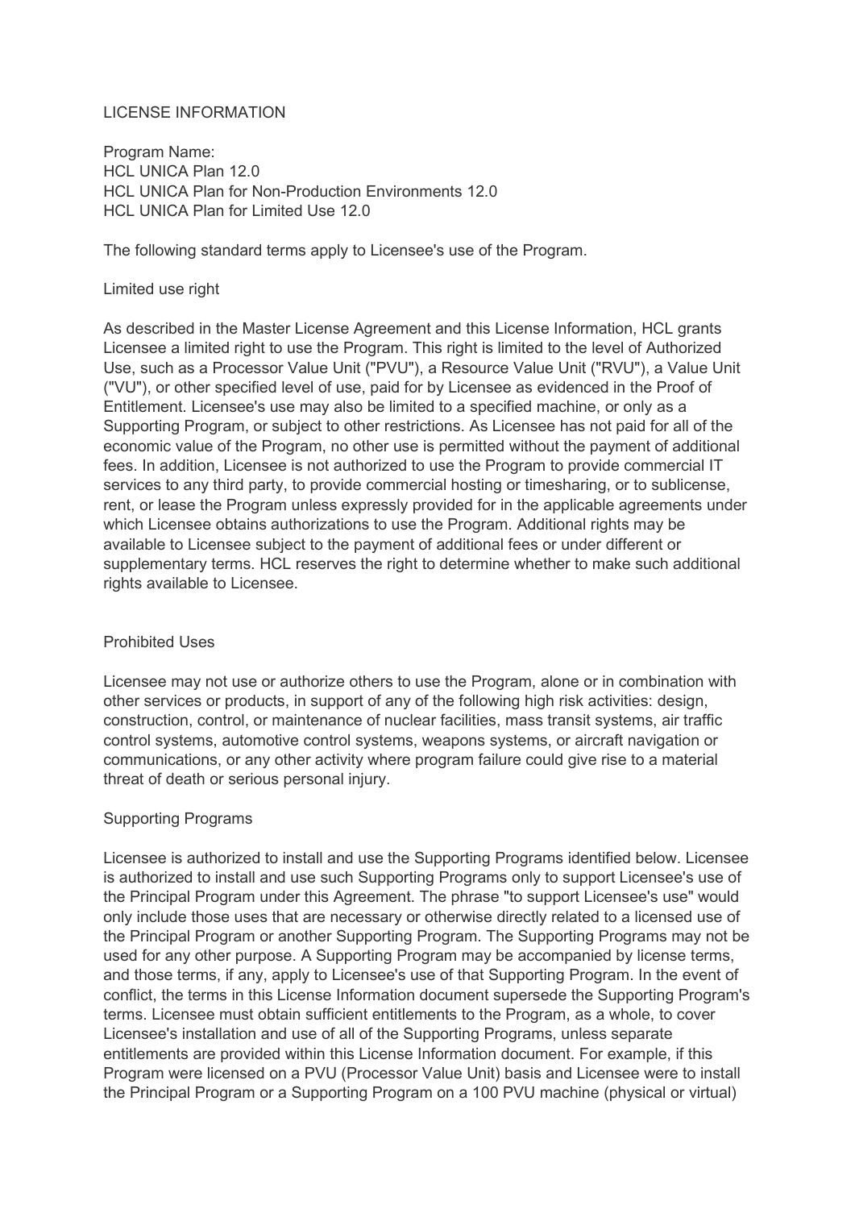# LICENSE INFORMATION

Program Name:
HCL UNICA Plan 12.0
HCL UNICA Plan for Non-Production Environments 12.0
HCL UNICA Plan for Limited Use 12.0

The following standard terms apply to Licensee's use of the Program.

## Limited use right

As described in the Master License Agreement and this License Information, HCL grants Licensee a limited right to use the Program. This right is limited to the level of Authorized Use, such as a Processor Value Unit ("PVU"), a Resource Value Unit ("RVU"), a Value Unit ("VU"), or other specified level of use, paid for by Licensee as evidenced in the Proof of Entitlement. Licensee's use may also be limited to a specified machine, or only as a Supporting Program, or subject to other restrictions. As Licensee has not paid for all of the economic value of the Program, no other use is permitted without the payment of additional fees. In addition, Licensee is not authorized to use the Program to provide commercial IT services to any third party, to provide commercial hosting or timesharing, or to sublicense, rent, or lease the Program unless expressly provided for in the applicable agreements under which Licensee obtains authorizations to use the Program. Additional rights may be available to Licensee subject to the payment of additional fees or under different or supplementary terms. HCL reserves the right to determine whether to make such additional rights available to Licensee.

## Prohibited Uses

Licensee may not use or authorize others to use the Program, alone or in combination with other services or products, in support of any of the following high risk activities: design, construction, control, or maintenance of nuclear facilities, mass transit systems, air traffic control systems, automotive control systems, weapons systems, or aircraft navigation or communications, or any other activity where program failure could give rise to a material threat of death or serious personal injury.

## Supporting Programs

Licensee is authorized to install and use the Supporting Programs identified below. Licensee is authorized to install and use such Supporting Programs only to support Licensee's use of the Principal Program under this Agreement. The phrase "to support Licensee's use" would only include those uses that are necessary or otherwise directly related to a licensed use of the Principal Program or another Supporting Program. The Supporting Programs may not be used for any other purpose. A Supporting Program may be accompanied by license terms, and those terms, if any, apply to Licensee's use of that Supporting Program. In the event of conflict, the terms in this License Information document supersede the Supporting Program's terms. Licensee must obtain sufficient entitlements to the Program, as a whole, to cover Licensee's installation and use of all of the Supporting Programs, unless separate entitlements are provided within this License Information document. For example, if this Program were licensed on a PVU (Processor Value Unit) basis and Licensee were to install the Principal Program or a Supporting Program on a 100 PVU machine (physical or virtual)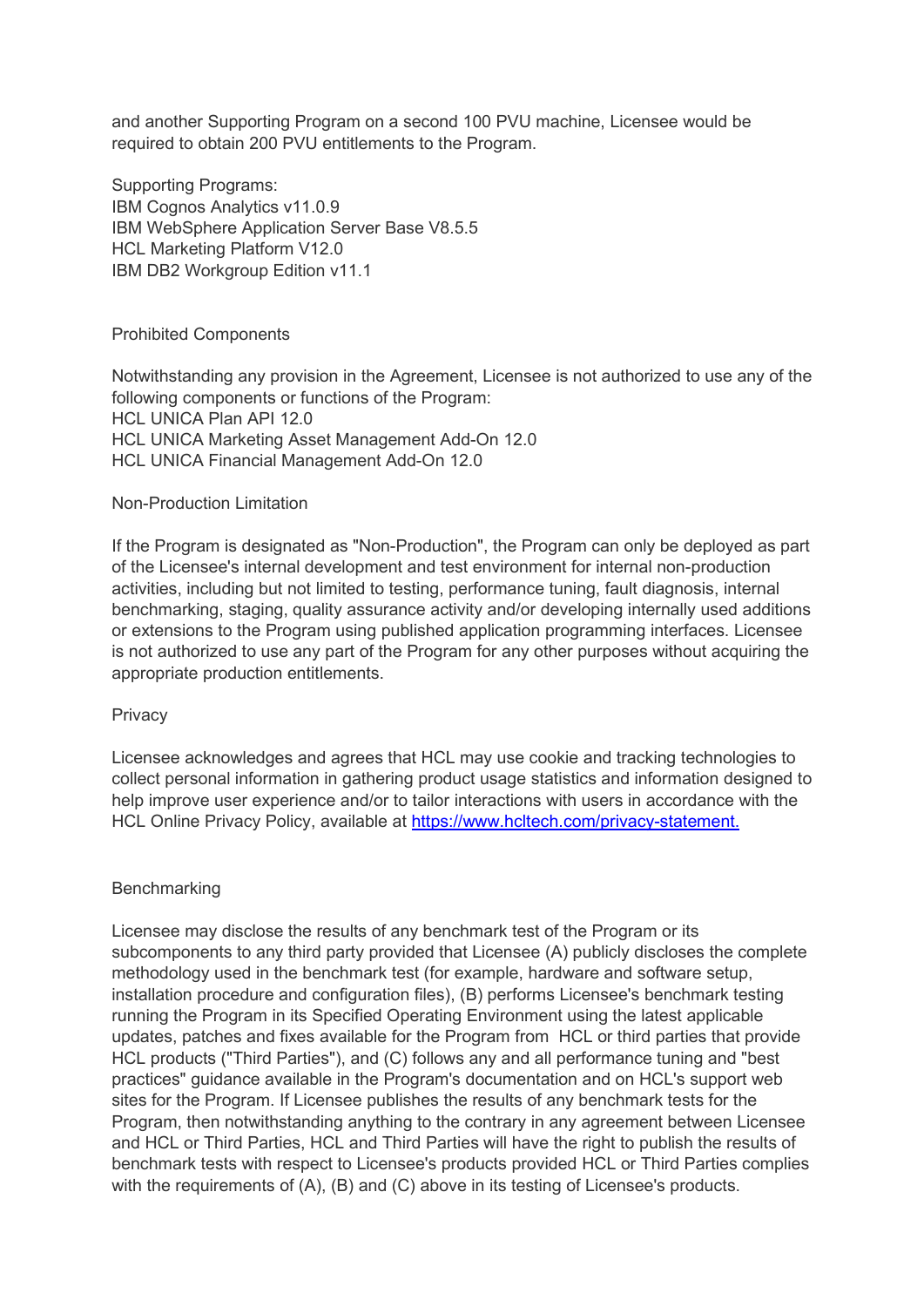and another Supporting Program on a second 100 PVU machine, Licensee would be required to obtain 200 PVU entitlements to the Program.

Supporting Programs:
IBM Cognos Analytics v11.0.9
IBM WebSphere Application Server Base V8.5.5
HCL Marketing Platform V12.0
IBM DB2 Workgroup Edition v11.1

Prohibited Components

Notwithstanding any provision in the Agreement, Licensee is not authorized to use any of the following components or functions of the Program:
HCL UNICA Plan API 12.0
HCL UNICA Marketing Asset Management Add-On 12.0
HCL UNICA Financial Management Add-On 12.0

Non-Production Limitation

If the Program is designated as "Non-Production", the Program can only be deployed as part of the Licensee's internal development and test environment for internal non-production activities, including but not limited to testing, performance tuning, fault diagnosis, internal benchmarking, staging, quality assurance activity and/or developing internally used additions or extensions to the Program using published application programming interfaces. Licensee is not authorized to use any part of the Program for any other purposes without acquiring the appropriate production entitlements.

Privacy

Licensee acknowledges and agrees that HCL may use cookie and tracking technologies to collect personal information in gathering product usage statistics and information designed to help improve user experience and/or to tailor interactions with users in accordance with the HCL Online Privacy Policy, available at [https://www.hcltech.com/privacy-statement.](https://www.hcltech.com/privacy-statement)

Benchmarking

Licensee may disclose the results of any benchmark test of the Program or its subcomponents to any third party provided that Licensee (A) publicly discloses the complete methodology used in the benchmark test (for example, hardware and software setup, installation procedure and configuration files), (B) performs Licensee's benchmark testing running the Program in its Specified Operating Environment using the latest applicable updates, patches and fixes available for the Program from HCL or third parties that provide HCL products ("Third Parties"), and (C) follows any and all performance tuning and "best practices" guidance available in the Program's documentation and on HCL's support web sites for the Program. If Licensee publishes the results of any benchmark tests for the Program, then notwithstanding anything to the contrary in any agreement between Licensee and HCL or Third Parties, HCL and Third Parties will have the right to publish the results of benchmark tests with respect to Licensee's products provided HCL or Third Parties complies with the requirements of (A), (B) and (C) above in its testing of Licensee's products.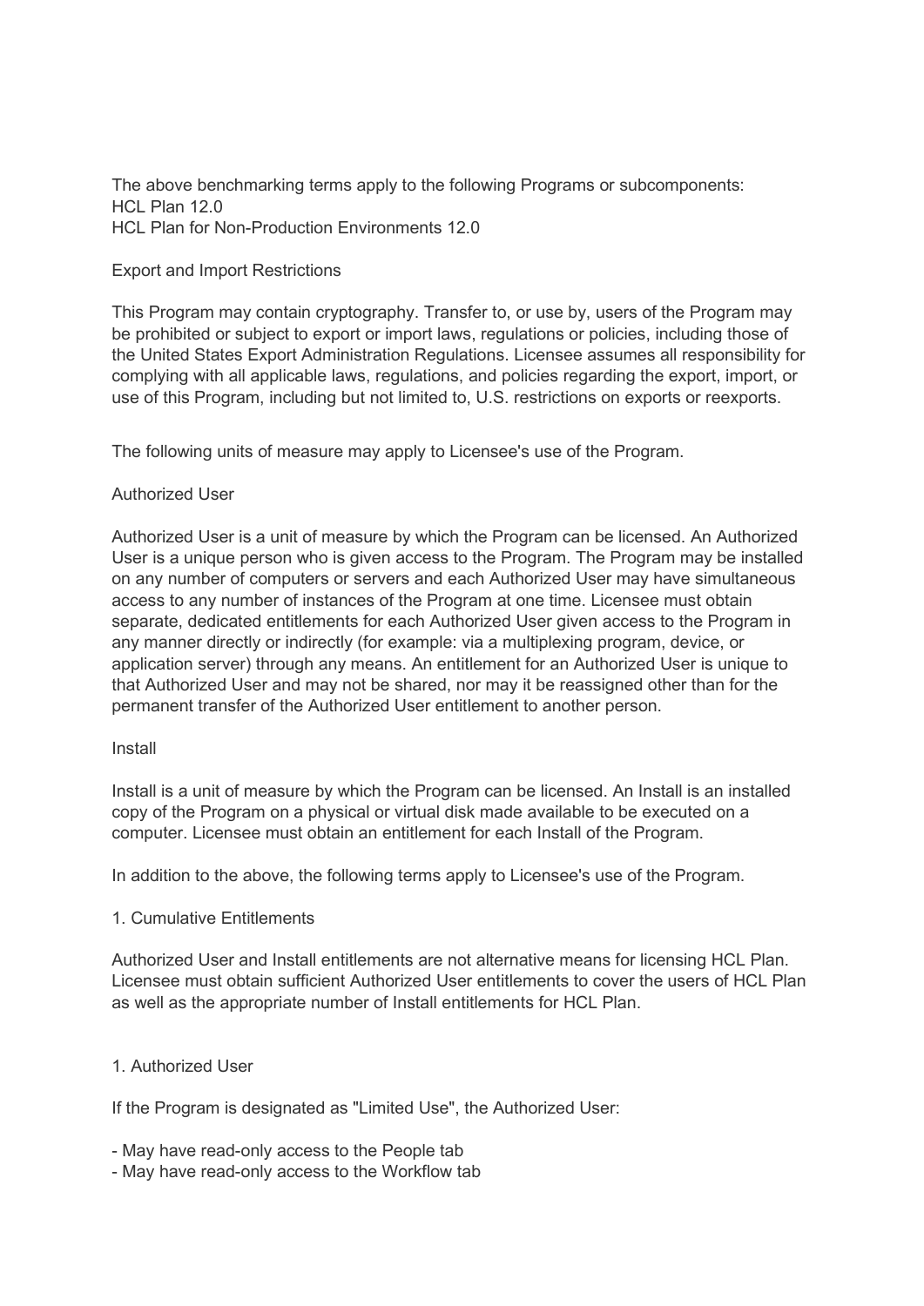The above benchmarking terms apply to the following Programs or subcomponents:
HCL Plan 12.0
HCL Plan for Non-Production Environments 12.0

Export and Import Restrictions

This Program may contain cryptography. Transfer to, or use by, users of the Program may be prohibited or subject to export or import laws, regulations or policies, including those of the United States Export Administration Regulations. Licensee assumes all responsibility for complying with all applicable laws, regulations, and policies regarding the export, import, or use of this Program, including but not limited to, U.S. restrictions on exports or reexports.

The following units of measure may apply to Licensee's use of the Program.

Authorized User

Authorized User is a unit of measure by which the Program can be licensed. An Authorized User is a unique person who is given access to the Program. The Program may be installed on any number of computers or servers and each Authorized User may have simultaneous access to any number of instances of the Program at one time. Licensee must obtain separate, dedicated entitlements for each Authorized User given access to the Program in any manner directly or indirectly (for example: via a multiplexing program, device, or application server) through any means. An entitlement for an Authorized User is unique to that Authorized User and may not be shared, nor may it be reassigned other than for the permanent transfer of the Authorized User entitlement to another person.

Install

Install is a unit of measure by which the Program can be licensed. An Install is an installed copy of the Program on a physical or virtual disk made available to be executed on a computer. Licensee must obtain an entitlement for each Install of the Program.

In addition to the above, the following terms apply to Licensee's use of the Program.

1. Cumulative Entitlements

Authorized User and Install entitlements are not alternative means for licensing HCL Plan. Licensee must obtain sufficient Authorized User entitlements to cover the users of HCL Plan as well as the appropriate number of Install entitlements for HCL Plan.

1. Authorized User

If the Program is designated as "Limited Use", the Authorized User:

- May have read-only access to the People tab
- May have read-only access to the Workflow tab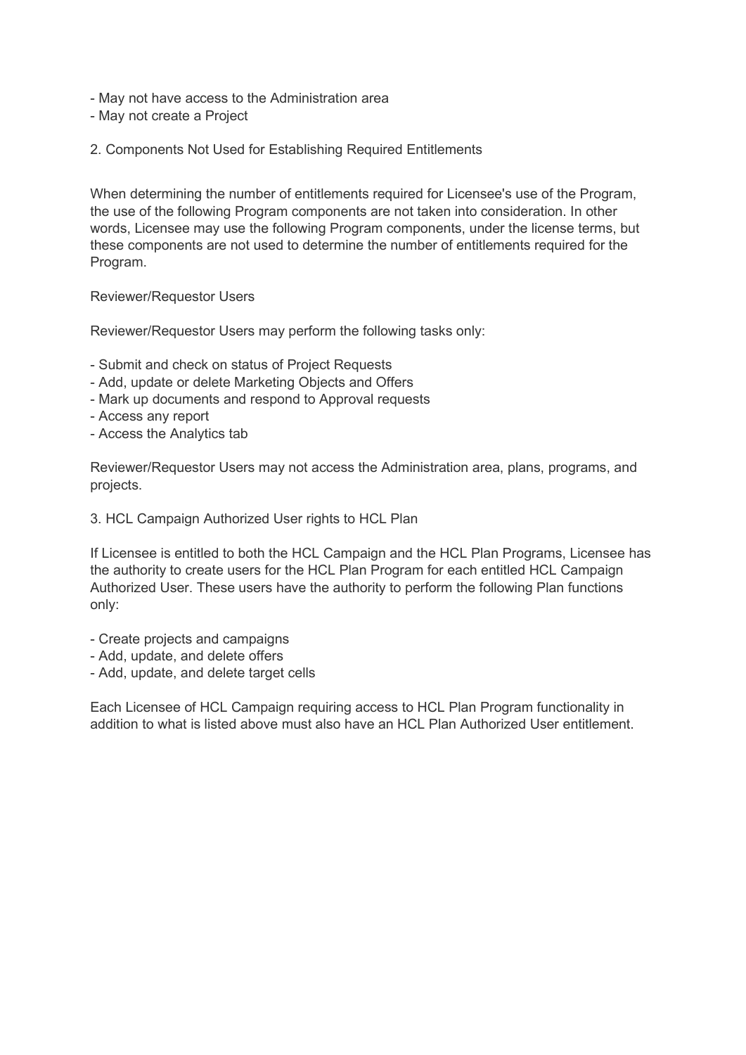- May not have access to the Administration area
- May not create a Project

## 2. Components Not Used for Establishing Required Entitlements

When determining the number of entitlements required for Licensee's use of the Program, the use of the following Program components are not taken into consideration. In other words, Licensee may use the following Program components, under the license terms, but these components are not used to determine the number of entitlements required for the Program.

Reviewer/Requestor Users

Reviewer/Requestor Users may perform the following tasks only:

- Submit and check on status of Project Requests
- Add, update or delete Marketing Objects and Offers
- Mark up documents and respond to Approval requests
- Access any report
- Access the Analytics tab

Reviewer/Requestor Users may not access the Administration area, plans, programs, and projects.

## 3. HCL Campaign Authorized User rights to HCL Plan

If Licensee is entitled to both the HCL Campaign and the HCL Plan Programs, Licensee has the authority to create users for the HCL Plan Program for each entitled HCL Campaign Authorized User. These users have the authority to perform the following Plan functions only:

- Create projects and campaigns
- Add, update, and delete offers
- Add, update, and delete target cells

Each Licensee of HCL Campaign requiring access to HCL Plan Program functionality in addition to what is listed above must also have an HCL Plan Authorized User entitlement.